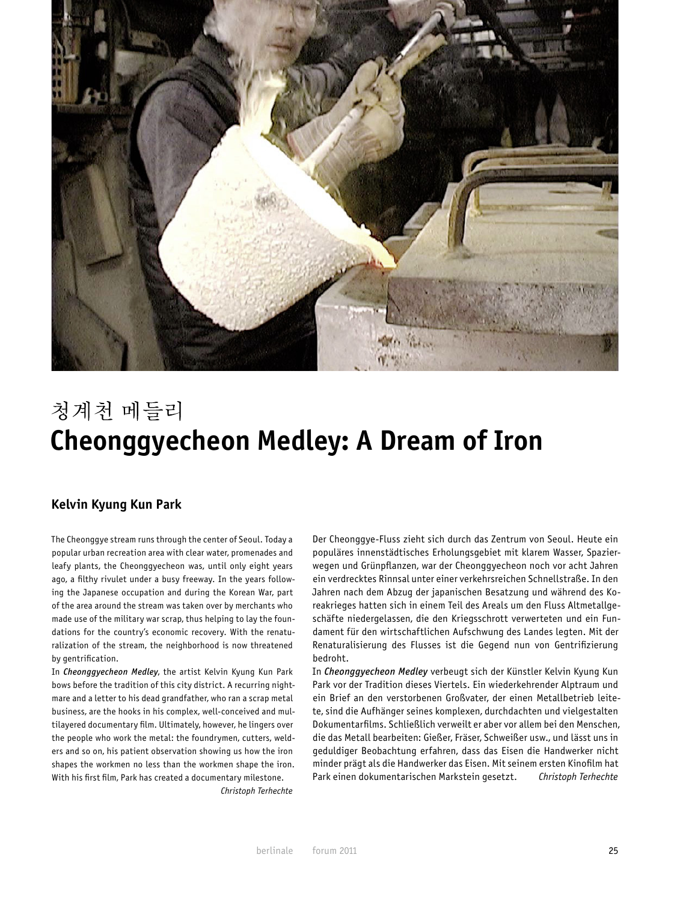청계천 메들리

# Cheonggyecheon Medley: A Dream of Iron

## Kelvin Kyung Kun Park

The Cheonggye stream runs through the center of Seoul. Today a popular urban recreation area with clear water, promenades and leafy plants, the Cheonggyecheon was, until only eight years ago, a filthy rivulet under a busy freeway. In the years following the Japanese occupation and during the Korean War, part of the area around the stream was taken over by merchants who made use of the military war scrap, thus helping to lay the foundations for the country's economic recovery. With the renaturalization of the stream, the neighborhood is now threatened by gentrification.

In *Cheonggyecheon Medley*, the artist Kelvin Kyung Kun Park bows before the tradition of this city district. A recurring nightmare and a letter to his dead grandfather, who ran a scrap metal business, are the hooks in his complex, well-conceived and multilayered documentary film. Ultimately, however, he lingers over the people who work the metal: the foundrymen, cutters, welders and so on, his patient observation showing us how the iron shapes the workmen no less than the workmen shape the iron. With his first film, Park has created a documentary milestone.

*Christoph Terhechte*

Der Cheonggye-Fluss zieht sich durch das Zentrum von Seoul. Heute ein populäres innenstädtisches Erholungsgebiet mit klarem Wasser, Spazierwegen und Grünpflanzen, war der Cheonggyecheon noch vor acht Jahren ein verdrecktes Rinnsal unter einer verkehrsreichen Schnellstraße. In den Jahren nach dem Abzug der japanischen Besatzung und während des Koreakrieges hatten sich in einem Teil des Areals um den Fluss Altmetallgeschäfte niedergelassen, die den Kriegsschrott verwerteten und ein Fundament für den wirtschaftlichen Aufschwung des Landes legten. Mit der Renaturalisierung des Flusses ist die Gegend nun von Gentrifizierung bedroht.

In *Cheonggyecheon Medley* verbeugt sich der Künstler Kelvin Kyung Kun Park vor der Tradition dieses Viertels. Ein wiederkehrender Alptraum und ein Brief an den verstorbenen Großvater, der einen Metallbetrieb leitete, sind die Aufhänger seines komplexen, durchdachten und vielgestalten Dokumentarfilms. Schließlich verweilt er aber vor allem bei den Menschen, die das Metall bearbeiten: Gießer, Fräser, Schweißer usw., und lässt uns in geduldiger Beobachtung erfahren, dass das Eisen die Handwerker nicht minder prägt als die Handwerker das Eisen. Mit seinem ersten Kinofilm hat Park einen dokumentarischen Markstein gesetzt.

*Christoph Terhechte*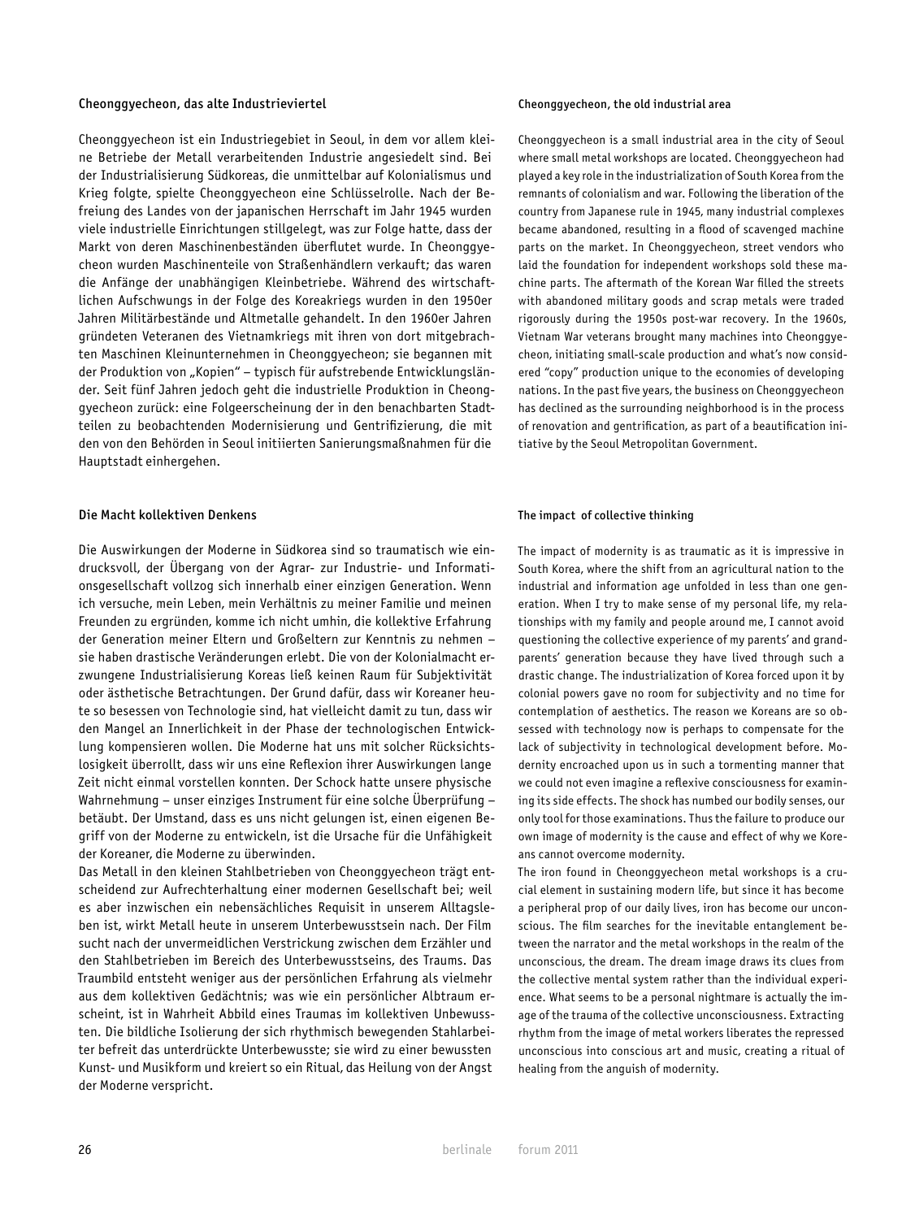### Cheonggyecheon, das alte Industrieviertel

Cheonggyecheon ist ein Industriegebiet in Seoul, in dem vor allem kleine Betriebe der Metall verarbeitenden Industrie angesiedelt sind. Bei der Industrialisierung Südkoreas, die unmittelbar auf Kolonialismus und Krieg folgte, spielte Cheonggyecheon eine Schlüsselrolle. Nach der Befreiung des Landes von der japanischen Herrschaft im Jahr 1945 wurden viele industrielle Einrichtungen stillgelegt, was zur Folge hatte, dass der Markt von deren Maschinenbeständen überflutet wurde. In Cheonggyecheon wurden Maschinenteile von Straßenhändlern verkauft; das waren die Anfänge der unabhängigen Kleinbetriebe. Während des wirtschaftlichen Aufschwungs in der Folge des Koreakriegs wurden in den 1950er Jahren Militärbestände und Altmetalle gehandelt. In den 1960er Jahren gründeten Veteranen des Vietnamkriegs mit ihren von dort mitgebrachten Maschinen Kleinunternehmen in Cheonggyecheon; sie begannen mit der Produktion von „Kopien" – typisch für aufstrebende Entwicklungsländer. Seit fünf Jahren jedoch geht die industrielle Produktion in Cheonggyecheon zurück: eine Folgeerscheinung der in den benachbarten Stadtteilen zu beobachtenden Modernisierung und Gentrifizierung, die mit den von den Behörden in Seoul initiierten Sanierungsmaßnahmen für die Hauptstadt einhergehen.

### Die Macht kollektiven Denkens

Die Auswirkungen der Moderne in Südkorea sind so traumatisch wie eindrucksvoll, der Übergang von der Agrar- zur Industrie- und Informationsgesellschaft vollzog sich innerhalb einer einzigen Generation. Wenn ich versuche, mein Leben, mein Verhältnis zu meiner Familie und meinen Freunden zu ergründen, komme ich nicht umhin, die kollektive Erfahrung der Generation meiner Eltern und Großeltern zur Kenntnis zu nehmen – sie haben drastische Veränderungen erlebt. Die von der Kolonialmacht erzwungene Industrialisierung Koreas ließ keinen Raum für Subjektivität oder ästhetische Betrachtungen. Der Grund dafür, dass wir Koreaner heute so besessen von Technologie sind, hat vielleicht damit zu tun, dass wir den Mangel an Innerlichkeit in der Phase der technologischen Entwicklung kompensieren wollen. Die Moderne hat uns mit solcher Rücksichtslosigkeit überrollt, dass wir uns eine Reflexion ihrer Auswirkungen lange Zeit nicht einmal vorstellen konnten. Der Schock hatte unsere physische Wahrnehmung – unser einziges Instrument für eine solche Überprüfung – betäubt. Der Umstand, dass es uns nicht gelungen ist, einen eigenen Begriff von der Moderne zu entwickeln, ist die Ursache für die Unfähigkeit der Koreaner, die Moderne zu überwinden.

Das Metall in den kleinen Stahlbetrieben von Cheonggyecheon trägt entscheidend zur Aufrechterhaltung einer modernen Gesellschaft bei; weil es aber inzwischen ein nebensächliches Requisit in unserem Alltagsleben ist, wirkt Metall heute in unserem Unterbewusstsein nach. Der Film sucht nach der unvermeidlichen Verstrickung zwischen dem Erzähler und den Stahlbetrieben im Bereich des Unterbewusstseins, des Traums. Das Traumbild entsteht weniger aus der persönlichen Erfahrung als vielmehr aus dem kollektiven Gedächtnis; was wie ein persönlicher Albtraum erscheint, ist in Wahrheit Abbild eines Traumas im kollektiven Unbewussten. Die bildliche Isolierung der sich rhythmisch bewegenden Stahlarbeiter befreit das unterdrückte Unterbewusste; sie wird zu einer bewussten Kunst- und Musikform und kreiert so ein Ritual, das Heilung von der Angst der Moderne verspricht.

### Cheonggyecheon, the old industrial area

Cheonggyecheon is a small industrial area in the city of Seoul where small metal workshops are located. Cheonggyecheon had played a key role in the industrialization of South Korea from the remnants of colonialism and war. Following the liberation of the country from Japanese rule in 1945, many industrial complexes became abandoned, resulting in a flood of scavenged machine parts on the market. In Cheonggyecheon, street vendors who laid the foundation for independent workshops sold these machine parts. The aftermath of the Korean War filled the streets with abandoned military goods and scrap metals were traded rigorously during the 1950s post-war recovery. In the 1960s, Vietnam War veterans brought many machines into Cheonggyecheon, initiating small-scale production and what's now considered "copy" production unique to the economies of developing nations. In the past five years, the business on Cheonggyecheon has declined as the surrounding neighborhood is in the process of renovation and gentrification, as part of a beautification initiative by the Seoul Metropolitan Government.

### The impact of collective thinking

The impact of modernity is as traumatic as it is impressive in South Korea, where the shift from an agricultural nation to the industrial and information age unfolded in less than one generation. When I try to make sense of my personal life, my relationships with my family and people around me, I cannot avoid questioning the collective experience of my parents' and grandparents' generation because they have lived through such a drastic change. The industrialization of Korea forced upon it by colonial powers gave no room for subjectivity and no time for contemplation of aesthetics. The reason we Koreans are so obsessed with technology now is perhaps to compensate for the lack of subjectivity in technological development before. Modernity encroached upon us in such a tormenting manner that we could not even imagine a reflexive consciousness for examining its side effects. The shock has numbed our bodily senses, our only tool for those examinations. Thus the failure to produce our own image of modernity is the cause and effect of why we Koreans cannot overcome modernity.

The iron found in Cheonggyecheon metal workshops is a crucial element in sustaining modern life, but since it has become a peripheral prop of our daily lives, iron has become our unconscious. The film searches for the inevitable entanglement between the narrator and the metal workshops in the realm of the unconscious, the dream. The dream image draws its clues from the collective mental system rather than the individual experience. What seems to be a personal nightmare is actually the image of the trauma of the collective unconsciousness. Extracting rhythm from the image of metal workers liberates the repressed unconscious into conscious art and music, creating a ritual of healing from the anguish of modernity.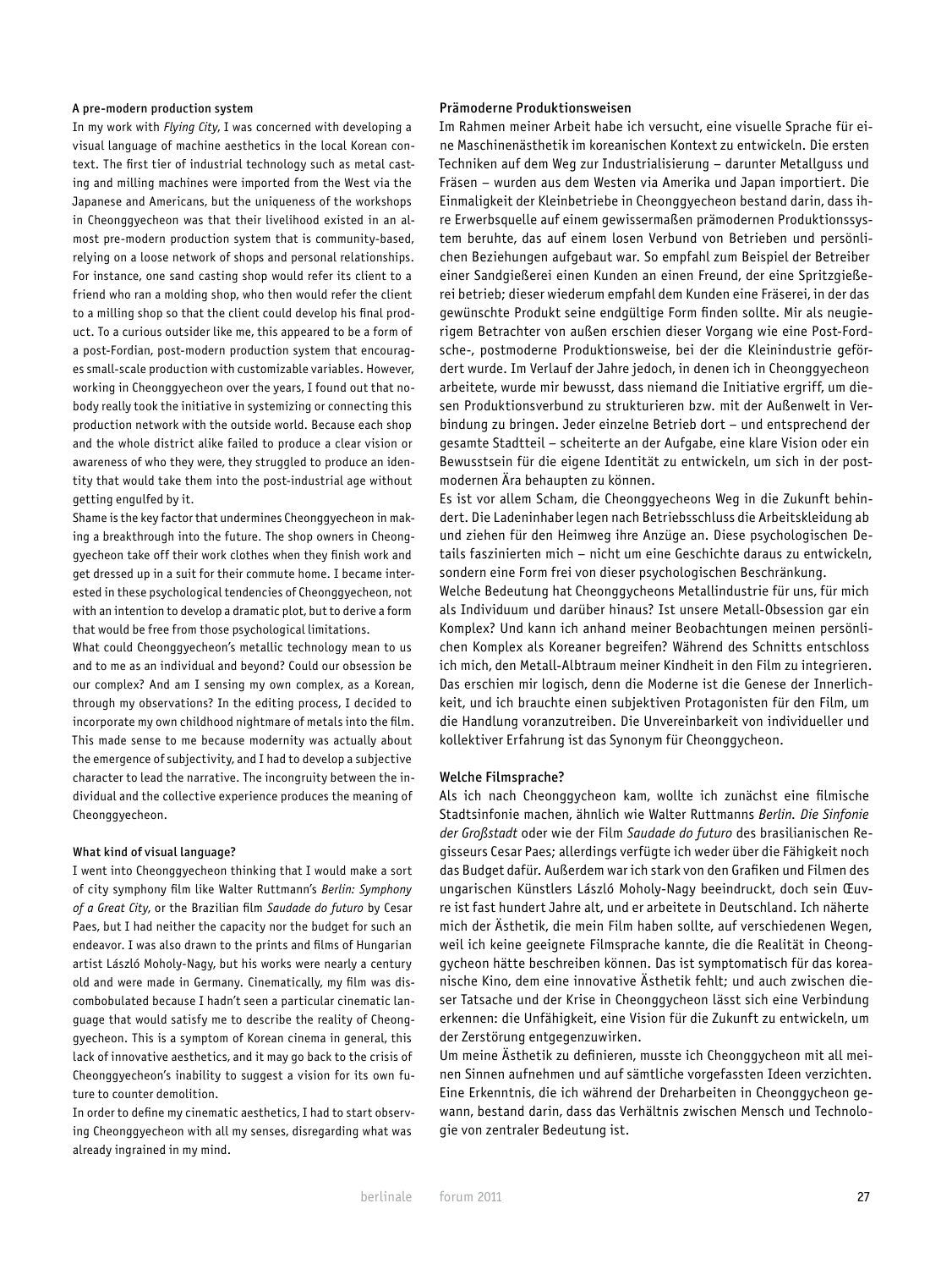### A pre-modern production system

In my work with *Flying City*, I was concerned with developing a visual language of machine aesthetics in the local Korean context. The first tier of industrial technology such as metal casting and milling machines were imported from the West via the Japanese and Americans, but the uniqueness of the workshops in Cheonggyecheon was that their livelihood existed in an almost pre-modern production system that is community-based, relying on a loose network of shops and personal relationships. For instance, one sand casting shop would refer its client to a friend who ran a molding shop, who then would refer the client to a milling shop so that the client could develop his final product. To a curious outsider like me, this appeared to be a form of a post-Fordian, post-modern production system that encourages small-scale production with customizable variables. However, working in Cheonggyecheon over the years, I found out that nobody really took the initiative in systemizing or connecting this production network with the outside world. Because each shop and the whole district alike failed to produce a clear vision or awareness of who they were, they struggled to produce an identity that would take them into the post-industrial age without getting engulfed by it.

Shame is the key factor that undermines Cheonggyecheon in making a breakthrough into the future. The shop owners in Cheonggyecheon take off their work clothes when they finish work and get dressed up in a suit for their commute home. I became interested in these psychological tendencies of Cheonggyecheon, not with an intention to develop a dramatic plot, but to derive a form that would be free from those psychological limitations.

What could Cheonggyecheon's metallic technology mean to us and to me as an individual and beyond? Could our obsession be our complex? And am I sensing my own complex, as a Korean, through my observations? In the editing process, I decided to incorporate my own childhood nightmare of metals into the film. This made sense to me because modernity was actually about the emergence of subjectivity, and I had to develop a subjective character to lead the narrative. The incongruity between the individual and the collective experience produces the meaning of Cheonggyecheon.

### What kind of visual language?

I went into Cheonggyecheon thinking that I would make a sort of city symphony film like Walter Ruttmann's *Berlin: Symphony of a Great City*, or the Brazilian film *Saudade do futuro* by Cesar Paes, but I had neither the capacity nor the budget for such an endeavor. I was also drawn to the prints and films of Hungarian artist László Moholy-Nagy, but his works were nearly a century old and were made in Germany. Cinematically, my film was discombobulated because I hadn't seen a particular cinematic language that would satisfy me to describe the reality of Cheonggyecheon. This is a symptom of Korean cinema in general, this lack of innovative aesthetics, and it may go back to the crisis of Cheonggyecheon's inability to suggest a vision for its own future to counter demolition.

In order to define my cinematic aesthetics, I had to start observing Cheonggyecheon with all my senses, disregarding what was already ingrained in my mind.

### Prämoderne Produktionsweisen

Im Rahmen meiner Arbeit habe ich versucht, eine visuelle Sprache für eine Maschinenästhetik im koreanischen Kontext zu entwickeln. Die ersten Techniken auf dem Weg zur Industrialisierung – darunter Metallguss und Fräsen – wurden aus dem Westen via Amerika und Japan importiert. Die Einmaligkeit der Kleinbetriebe in Cheonggyecheon bestand darin, dass ihre Erwerbsquelle auf einem gewissermaßen prämodernen Produktionssystem beruhte, das auf einem losen Verbund von Betrieben und persönlichen Beziehungen aufgebaut war. So empfahl zum Beispiel der Betreiber einer Sandgießerei einen Kunden an einen Freund, der eine Spritzgießerei betrieb; dieser wiederum empfahl dem Kunden eine Fräserei, in der das gewünschte Produkt seine endgültige Form finden sollte. Mir als neugierigem Betrachter von außen erschien dieser Vorgang wie eine Post-Fordsche-, postmoderne Produktionsweise, bei der die Kleinindustrie gefördert wurde. Im Verlauf der Jahre jedoch, in denen ich in Cheonggyecheon arbeitete, wurde mir bewusst, dass niemand die Initiative ergriff, um diesen Produktionsverbund zu strukturieren bzw. mit der Außenwelt in Verbindung zu bringen. Jeder einzelne Betrieb dort – und entsprechend der gesamte Stadtteil – scheiterte an der Aufgabe, eine klare Vision oder ein Bewusstsein für die eigene Identität zu entwickeln, um sich in der postmodernen Ära behaupten zu können.

Es ist vor allem Scham, die Cheonggyecheons Weg in die Zukunft behindert. Die Ladeninhaber legen nach Betriebsschluss die Arbeitskleidung ab und ziehen für den Heimweg ihre Anzüge an. Diese psychologischen Details faszinierten mich – nicht um eine Geschichte daraus zu entwickeln, sondern eine Form frei von dieser psychologischen Beschränkung.

Welche Bedeutung hat Cheonggycheons Metallindustrie für uns, für mich als Individuum und darüber hinaus? Ist unsere Metall-Obsession gar ein Komplex? Und kann ich anhand meiner Beobachtungen meinen persönlichen Komplex als Koreaner begreifen? Während des Schnitts entschloss ich mich, den Metall-Albtraum meiner Kindheit in den Film zu integrieren. Das erschien mir logisch, denn die Moderne ist die Genese der Innerlichkeit, und ich brauchte einen subjektiven Protagonisten für den Film, um die Handlung voranzutreiben. Die Unvereinbarkeit von individueller und kollektiver Erfahrung ist das Synonym für Cheonggycheon.

### Welche Filmsprache?

Als ich nach Cheonggycheon kam, wollte ich zunächst eine filmische Stadtsinfonie machen, ähnlich wie Walter Ruttmanns *Berlin. Die Sinfonie der Großstadt* oder wie der Film *Saudade do futuro* des brasilianischen Regisseurs Cesar Paes; allerdings verfügte ich weder über die Fähigkeit noch das Budget dafür. Außerdem war ich stark von den Grafiken und Filmen des ungarischen Künstlers László Moholy-Nagy beeindruckt, doch sein Œuvre ist fast hundert Jahre alt, und er arbeitete in Deutschland. Ich näherte mich der Ästhetik, die mein Film haben sollte, auf verschiedenen Wegen, weil ich keine geeignete Filmsprache kannte, die die Realität in Cheonggycheon hätte beschreiben können. Das ist symptomatisch für das koreanische Kino, dem eine innovative Ästhetik fehlt; und auch zwischen dieser Tatsache und der Krise in Cheonggycheon lässt sich eine Verbindung erkennen: die Unfähigkeit, eine Vision für die Zukunft zu entwickeln, um der Zerstörung entgegenzuwirken.

Um meine Ästhetik zu definieren, musste ich Cheonggycheon mit all meinen Sinnen aufnehmen und auf sämtliche vorgefassten Ideen verzichten. Eine Erkenntnis, die ich während der Dreharbeiten in Cheonggycheon gewann, bestand darin, dass das Verhältnis zwischen Mensch und Technologie von zentraler Bedeutung ist.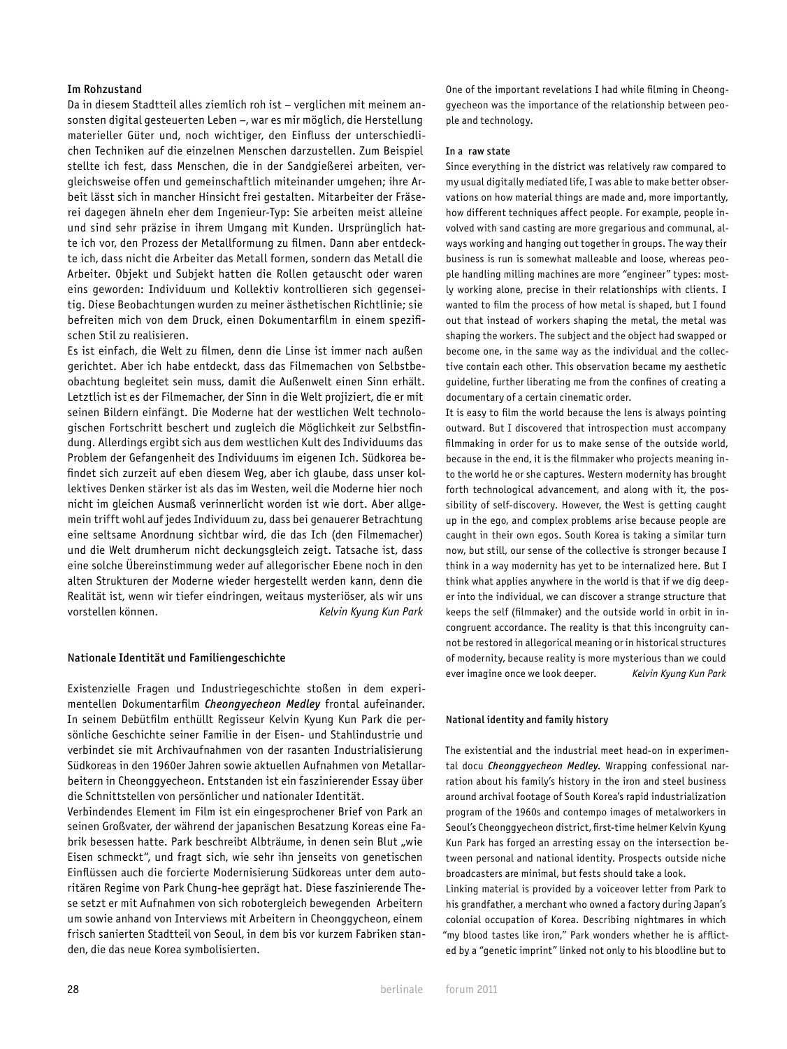### Im Rohzustand

Da in diesem Stadtteil alles ziemlich roh ist – verglichen mit meinem ansonsten digital gesteuerten Leben –, war es mir möglich, die Herstellung materieller Güter und, noch wichtiger, den Einfluss der unterschiedlichen Techniken auf die einzelnen Menschen darzustellen. Zum Beispiel stellte ich fest, dass Menschen, die in der Sandgießerei arbeiten, vergleichsweise offen und gemeinschaftlich miteinander umgehen; ihre Arbeit lässt sich in mancher Hinsicht frei gestalten. Mitarbeiter der Fräserei dagegen ähneln eher dem Ingenieur-Typ: Sie arbeiten meist alleine und sind sehr präzise in ihrem Umgang mit Kunden. Ursprünglich hatte ich vor, den Prozess der Metallformung zu filmen. Dann aber entdeckte ich, dass nicht die Arbeiter das Metall formen, sondern das Metall die Arbeiter. Objekt und Subjekt hatten die Rollen getauscht oder waren eins geworden: Individuum und Kollektiv kontrollieren sich gegenseitig. Diese Beobachtungen wurden zu meiner ästhetischen Richtlinie; sie befreiten mich von dem Druck, einen Dokumentarfilm in einem spezifischen Stil zu realisieren.

Es ist einfach, die Welt zu filmen, denn die Linse ist immer nach außen gerichtet. Aber ich habe entdeckt, dass das Filmemachen von Selbstbeobachtung begleitet sein muss, damit die Außenwelt einen Sinn erhält. Letztlich ist es der Filmemacher, der Sinn in die Welt projiziert, die er mit seinen Bildern einfängt. Die Moderne hat der westlichen Welt technologischen Fortschritt beschert und zugleich die Möglichkeit zur Selbstfindung. Allerdings ergibt sich aus dem westlichen Kult des Individuums das Problem der Gefangenheit des Individuums im eigenen Ich. Südkorea befindet sich zurzeit auf eben diesem Weg, aber ich glaube, dass unser kollektives Denken stärker ist als das im Westen, weil die Moderne hier noch nicht im gleichen Ausmaß verinnerlicht worden ist wie dort. Aber allgemein trifft wohl auf jedes Individuum zu, dass bei genauerer Betrachtung eine seltsame Anordnung sichtbar wird, die das Ich (den Filmemacher) und die Welt drumherum nicht deckungsgleich zeigt. Tatsache ist, dass eine solche Übereinstimmung weder auf allegorischer Ebene noch in den alten Strukturen der Moderne wieder hergestellt werden kann, denn die Realität ist, wenn wir tiefer eindringen, weitaus mysteriöser, als wir uns vorstellen können. *Kelvin Kyung Kun Park*

### Nationale Identität und Familiengeschichte

Existenzielle Fragen und Industriegeschichte stoßen in dem experimentellen Dokumentarfilm ***Cheongyecheon Medley*** frontal aufeinander. In seinem Debütfilm enthüllt Regisseur Kelvin Kyung Kun Park die persönliche Geschichte seiner Familie in der Eisen- und Stahlindustrie und verbindet sie mit Archivaufnahmen von der rasanten Industrialisierung Südkoreas in den 1960er Jahren sowie aktuellen Aufnahmen von Metallarbeitern in Cheonggycheon. Entstanden ist ein faszinierender Essay über die Schnittstellen von persönlicher und nationaler Identität.

Verbindendes Element im Film ist ein eingesprochener Brief von Park an seinen Großvater, der während der japanischen Besatzung Koreas eine Fabrik besessen hatte. Park beschreibt Albträume, in denen sein Blut „wie Eisen schmeckt", und fragt sich, wie sehr ihn jenseits von genetischen Einflüssen auch die forcierte Modernisierung Südkoreas unter dem autoritären Regime von Park Chung-hee geprägt hat. Diese faszinierende These setzt er mit Aufnahmen von sich robotergleich bewegenden Arbeitern um sowie anhand von Interviews mit Arbeitern in Cheonggycheon, einem frisch sanierten Stadtteil von Seoul, in dem bis vor kurzem Fabriken standen, die das neue Korea symbolisierten.

One of the important revelations I had while filming in Cheonggyecheon was the importance of the relationship between people and technology.

### In a raw state

Since everything in the district was relatively raw compared to my usual digitally mediated life, I was able to make better observations on how material things are made and, more importantly, how different techniques affect people. For example, people involved with sand casting are more gregarious and communal, always working and hanging out together in groups. The way their business is run is somewhat malleable and loose, whereas people handling milling machines are more "engineer" types: mostly working alone, precise in their relationships with clients. I wanted to film the process of how metal is shaped, but I found out that instead of workers shaping the metal, the metal was shaping the workers. The subject and the object had swapped or become one, in the same way as the individual and the collective contain each other. This observation became my aesthetic guideline, further liberating me from the confines of creating a documentary of a certain cinematic order.

It is easy to film the world because the lens is always pointing outward. But I discovered that introspection must accompany filmmaking in order for us to make sense of the outside world, because in the end, it is the filmmaker who projects meaning into the world he or she captures. Western modernity has brought forth technological advancement, and along with it, the possibility of self-discovery. However, the West is getting caught up in the ego, and complex problems arise because people are caught in their own egos. South Korea is taking a similar turn now, but still, our sense of the collective is stronger because I think in a way modernity has yet to be internalized here. But I think what applies anywhere in the world is that if we dig deeper into the individual, we can discover a strange structure that keeps the self (filmmaker) and the outside world in orbit in incongruent accordance. The reality is that this incongruity cannot be restored in allegorical meaning or in historical structures of modernity, because reality is more mysterious than we could ever imagine once we look deeper. *Kelvin Kyung Kun Park*

### National identity and family history

The existential and the industrial meet head-on in experimental docu ***Cheonggyecheon Medley.*** Wrapping confessional narration about his family's history in the iron and steel business around archival footage of South Korea's rapid industrialization program of the 1960s and contempo images of metalworkers in Seoul's Cheonggyecheon district, first-time helmer Kelvin Kyung Kun Park has forged an arresting essay on the intersection between personal and national identity. Prospects outside niche broadcasters are minimal, but fests should take a look.

Linking material is provided by a voiceover letter from Park to his grandfather, a merchant who owned a factory during Japan's colonial occupation of Korea. Describing nightmares in which "my blood tastes like iron," Park wonders whether he is afflicted by a "genetic imprint" linked not only to his bloodline but to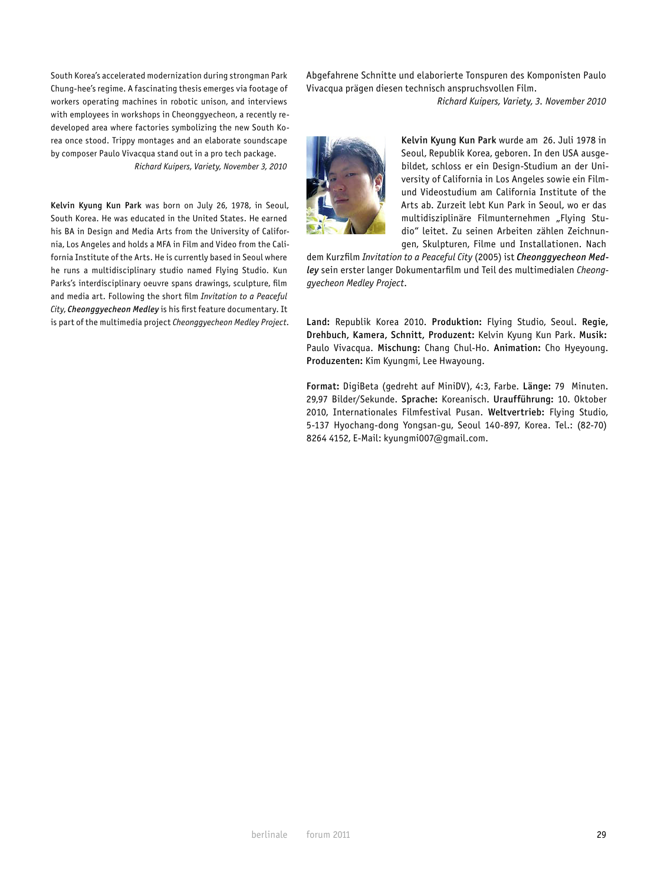South Korea's accelerated modernization during strongman Park Chung-hee's regime. A fascinating thesis emerges via footage of workers operating machines in robotic unison, and interviews with employees in workshops in Cheonggyecheon, a recently redeveloped area where factories symbolizing the new South Korea once stood. Trippy montages and an elaborate soundscape by composer Paulo Vivacqua stand out in a pro tech package.

*Richard Kuipers, Variety, November 3, 2010*

**Kelvin Kyung Kun Park** was born on July 26, 1978, in Seoul, South Korea. He was educated in the United States. He earned his BA in Design and Media Arts from the University of California, Los Angeles and holds a MFA in Film and Video from the California Institute of the Arts. He is currently based in Seoul where he runs a multidisciplinary studio named Flying Studio. Kun Parks's interdisciplinary oeuvre spans drawings, sculpture, film and media art. Following the short film *Invitation to a Peaceful City*, ***Cheonggyecheon Medley*** is his first feature documentary. It is part of the multimedia project *Cheonggyecheon Medley Project*.

Abgefahrene Schnitte und elaborierte Tonspuren des Komponisten Paulo Vivacqua prägen diesen technisch anspruchsvollen Film.

*Richard Kuipers, Variety, 3. November 2010*

**Kelvin Kyung Kun Park** wurde am 26. Juli 1978 in Seoul, Republik Korea, geboren. In den USA ausgebildet, schloss er ein Design-Studium an der University of California in Los Angeles sowie ein Film- und Videostudium am California Institute of the Arts ab. Zurzeit lebt Kun Park in Seoul, wo er das multidisziplinäre Filmunternehmen „Flying Studio" leitet. Zu seinen Arbeiten zählen Zeichnungen, Skulpturen, Filme und Installationen. Nach dem Kurzfilm *Invitation to a Peaceful City* (2005) ist ***Cheonggyecheon Medley*** sein erster langer Dokumentarfilm und Teil des multimedialen *Cheonggyecheon Medley Project*.

**Land:** Republik Korea 2010. **Produktion:** Flying Studio, Seoul. **Regie, Drehbuch, Kamera, Schnitt, Produzent:** Kelvin Kyung Kun Park. **Musik:** Paulo Vivacqua. **Mischung:** Chang Chul-Ho. **Animation:** Cho Hyeyoung. **Produzenten:** Kim Kyungmi, Lee Hwayoung.

**Format:** DigiBeta (gedreht auf MiniDV), 4:3, Farbe. **Länge:** 79 Minuten. 29,97 Bilder/Sekunde. **Sprache:** Koreanisch. **Uraufführung:** 10. Oktober 2010, Internationales Filmfestival Pusan. **Weltvertrieb:** Flying Studio, 5-137 Hyochang-dong Yongsan-gu, Seoul 140-897, Korea. Tel.: (82-70) 8264 4152, E-Mail: kyungmi007@gmail.com.